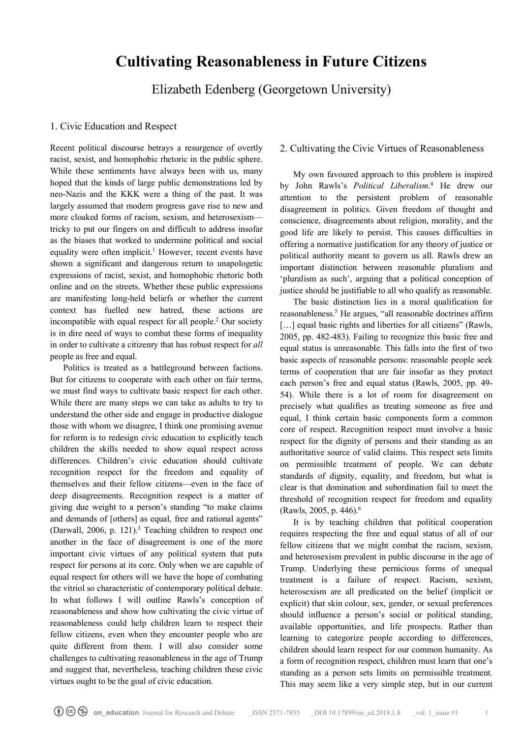# Cultivating Reasonableness in Future Citizens

Elizabeth Edenberg (Georgetown University)

## 1. Civic Education and Respect

Recent political discourse betrays a resurgence of overtly racist, sexist, and homophobic rhetoric in the public sphere. While these sentiments have always been with us, many hoped that the kinds of large public demonstrations led by neo-Nazis and the KKK were a thing of the past. It was largely assumed that modern progress gave rise to new and more cloaked forms of racism, sexism, and heterosexism—tricky to put our fingers on and difficult to address insofar as the biases that worked to undermine political and social equality were often implicit.[1] However, recent events have shown a significant and dangerous return to unapologetic expressions of racist, sexist, and homophobic rhetoric both online and on the streets. Whether these public expressions are manifesting long-held beliefs or whether the current context has fuelled new hatred, these actions are incompatible with equal respect for all people.[2] Our society is in dire need of ways to combat these forms of inequality in order to cultivate a citizenry that has robust respect for *all* people as free and equal.

Politics is treated as a battleground between factions. But for citizens to cooperate with each other on fair terms, we must find ways to cultivate basic respect for each other. While there are many steps we can take as adults to try to understand the other side and engage in productive dialogue those with whom we disagree, I think one promising avenue for reform is to redesign civic education to explicitly teach children the skills needed to show equal respect across differences. Children's civic education should cultivate recognition respect for the freedom and equality of themselves and their fellow citizens—even in the face of deep disagreements. Recognition respect is a matter of giving due weight to a person's standing "to make claims and demands of [others] as equal, free and rational agents" (Darwall, 2006, p. 121).[3] Teaching children to respect one another in the face of disagreement is one of the more important civic virtues of any political system that puts respect for persons at its core. Only when we are capable of equal respect for others will we have the hope of combating the vitriol so characteristic of contemporary political debate. In what follows I will outline Rawls's conception of reasonableness and show how cultivating the civic virtue of reasonableness could help children learn to respect their fellow citizens, even when they encounter people who are quite different from them. I will also consider some challenges to cultivating reasonableness in the age of Trump and suggest that, nevertheless, teaching children these civic virtues ought to be the goal of civic education.

## 2. Cultivating the Civic Virtues of Reasonableness

My own favoured approach to this problem is inspired by John Rawls's *Political Liberalism*.[4] He drew our attention to the persistent problem of reasonable disagreement in politics. Given freedom of thought and conscience, disagreements about religion, morality, and the good life are likely to persist. This causes difficulties in offering a normative justification for any theory of justice or political authority meant to govern us all. Rawls drew an important distinction between reasonable pluralism and 'pluralism as such', arguing that a political conception of justice should be justifiable to all who qualify as reasonable.

The basic distinction lies in a moral qualification for reasonableness.[5] He argues, "all reasonable doctrines affirm […] equal basic rights and liberties for all citizens" (Rawls, 2005, pp. 482-483). Failing to recognize this basic free and equal status is unreasonable. This falls into the first of two basic aspects of reasonable persons: reasonable people seek terms of cooperation that are fair insofar as they protect each person's free and equal status (Rawls, 2005, pp. 49-54). While there is a lot of room for disagreement on precisely what qualifies as treating someone as free and equal, I think certain basic components form a common core of respect. Recognition respect must involve a basic respect for the dignity of persons and their standing as an authoritative source of valid claims. This respect sets limits on permissible treatment of people. We can debate standards of dignity, equality, and freedom, but what is clear is that domination and subordination fail to meet the threshold of recognition respect for freedom and equality (Rawls, 2005, p. 446).[6]

It is by teaching children that political cooperation requires respecting the free and equal status of all of our fellow citizens that we might combat the racism, sexism, and heterosexism prevalent in public discourse in the age of Trump. Underlying these pernicious forms of unequal treatment is a failure of respect. Racism, sexism, heterosexism are all predicated on the belief (implicit or explicit) that skin colour, sex, gender, or sexual preferences should influence a person's social or political standing, available opportunities, and life prospects. Rather than learning to categorize people according to differences, children should learn respect for our common humanity. As a form of recognition respect, children must learn that one's standing as a person sets limits on permissible treatment. This may seem like a very simple step, but in our current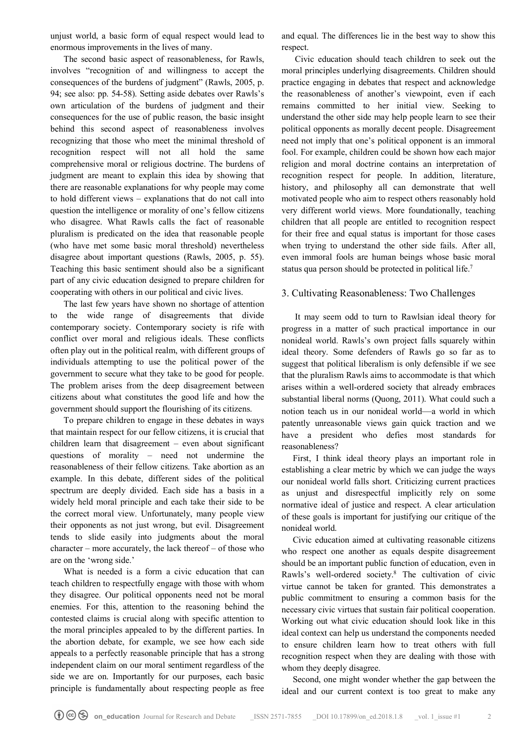unjust world, a basic form of equal respect would lead to enormous improvements in the lives of many.

The second basic aspect of reasonableness, for Rawls, involves "recognition of and willingness to accept the consequences of the burdens of judgment" (Rawls, 2005, p. 94; see also: pp. 54-58). Setting aside debates over Rawls's own articulation of the burdens of judgment and their consequences for the use of public reason, the basic insight behind this second aspect of reasonableness involves recognizing that those who meet the minimal threshold of recognition respect will not all hold the same comprehensive moral or religious doctrine. The burdens of judgment are meant to explain this idea by showing that there are reasonable explanations for why people may come to hold different views – explanations that do not call into question the intelligence or morality of one's fellow citizens who disagree. What Rawls calls the fact of reasonable pluralism is predicated on the idea that reasonable people (who have met some basic moral threshold) nevertheless disagree about important questions (Rawls, 2005, p. 55). Teaching this basic sentiment should also be a significant part of any civic education designed to prepare children for cooperating with others in our political and civic lives.

The last few years have shown no shortage of attention to the wide range of disagreements that divide contemporary society. Contemporary society is rife with conflict over moral and religious ideals. These conflicts often play out in the political realm, with different groups of individuals attempting to use the political power of the government to secure what they take to be good for people. The problem arises from the deep disagreement between citizens about what constitutes the good life and how the government should support the flourishing of its citizens.

To prepare children to engage in these debates in ways that maintain respect for our fellow citizens, it is crucial that children learn that disagreement – even about significant questions of morality – need not undermine the reasonableness of their fellow citizens. Take abortion as an example. In this debate, different sides of the political spectrum are deeply divided. Each side has a basis in a widely held moral principle and each take their side to be the correct moral view. Unfortunately, many people view their opponents as not just wrong, but evil. Disagreement tends to slide easily into judgments about the moral character – more accurately, the lack thereof – of those who are on the 'wrong side.'

What is needed is a form a civic education that can teach children to respectfully engage with those with whom they disagree. Our political opponents need not be moral enemies. For this, attention to the reasoning behind the contested claims is crucial along with specific attention to the moral principles appealed to by the different parties. In the abortion debate, for example, we see how each side appeals to a perfectly reasonable principle that has a strong independent claim on our moral sentiment regardless of the side we are on. Importantly for our purposes, each basic principle is fundamentally about respecting people as free and equal. The differences lie in the best way to show this respect.

Civic education should teach children to seek out the moral principles underlying disagreements. Children should practice engaging in debates that respect and acknowledge the reasonableness of another's viewpoint, even if each remains committed to her initial view. Seeking to understand the other side may help people learn to see their political opponents as morally decent people. Disagreement need not imply that one's political opponent is an immoral fool. For example, children could be shown how each major religion and moral doctrine contains an interpretation of recognition respect for people. In addition, literature, history, and philosophy all can demonstrate that well motivated people who aim to respect others reasonably hold very different world views. More foundationally, teaching children that all people are entitled to recognition respect for their free and equal status is important for those cases when trying to understand the other side fails. After all, even immoral fools are human beings whose basic moral status qua person should be protected in political life.[7]

## 3. Cultivating Reasonableness: Two Challenges

It may seem odd to turn to Rawlsian ideal theory for progress in a matter of such practical importance in our nonideal world. Rawls's own project falls squarely within ideal theory. Some defenders of Rawls go so far as to suggest that political liberalism is only defensible if we see that the pluralism Rawls aims to accommodate is that which arises within a well-ordered society that already embraces substantial liberal norms (Quong, 2011). What could such a notion teach us in our nonideal world—a world in which patently unreasonable views gain quick traction and we have a president who defies most standards for reasonableness?

First, I think ideal theory plays an important role in establishing a clear metric by which we can judge the ways our nonideal world falls short. Criticizing current practices as unjust and disrespectful implicitly rely on some normative ideal of justice and respect. A clear articulation of these goals is important for justifying our critique of the nonideal world.

Civic education aimed at cultivating reasonable citizens who respect one another as equals despite disagreement should be an important public function of education, even in Rawls's well-ordered society.[8] The cultivation of civic virtue cannot be taken for granted. This demonstrates a public commitment to ensuring a common basis for the necessary civic virtues that sustain fair political cooperation. Working out what civic education should look like in this ideal context can help us understand the components needed to ensure children learn how to treat others with full recognition respect when they are dealing with those with whom they deeply disagree.

Second, one might wonder whether the gap between the ideal and our current context is too great to make any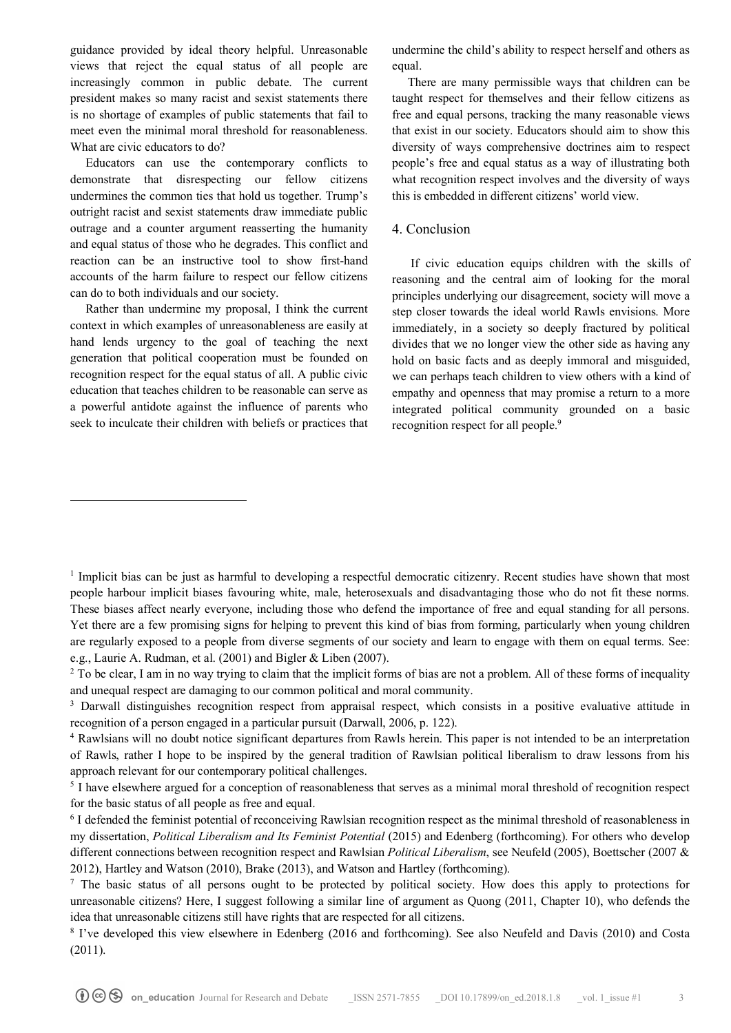guidance provided by ideal theory helpful. Unreasonable views that reject the equal status of all people are increasingly common in public debate. The current president makes so many racist and sexist statements there is no shortage of examples of public statements that fail to meet even the minimal moral threshold for reasonableness. What are civic educators to do?

Educators can use the contemporary conflicts to demonstrate that disrespecting our fellow citizens undermines the common ties that hold us together. Trump's outright racist and sexist statements draw immediate public outrage and a counter argument reasserting the humanity and equal status of those who he degrades. This conflict and reaction can be an instructive tool to show first-hand accounts of the harm failure to respect our fellow citizens can do to both individuals and our society.

Rather than undermine my proposal, I think the current context in which examples of unreasonableness are easily at hand lends urgency to the goal of teaching the next generation that political cooperation must be founded on recognition respect for the equal status of all. A public civic education that teaches children to be reasonable can serve as a powerful antidote against the influence of parents who seek to inculcate their children with beliefs or practices that undermine the child's ability to respect herself and others as equal.

There are many permissible ways that children can be taught respect for themselves and their fellow citizens as free and equal persons, tracking the many reasonable views that exist in our society. Educators should aim to show this diversity of ways comprehensive doctrines aim to respect people's free and equal status as a way of illustrating both what recognition respect involves and the diversity of ways this is embedded in different citizens' world view.

## 4. Conclusion

If civic education equips children with the skills of reasoning and the central aim of looking for the moral principles underlying our disagreement, society will move a step closer towards the ideal world Rawls envisions. More immediately, in a society so deeply fractured by political divides that we no longer view the other side as having any hold on basic facts and as deeply immoral and misguided, we can perhaps teach children to view others with a kind of empathy and openness that may promise a return to a more integrated political community grounded on a basic recognition respect for all people.[9]

---

[1] Implicit bias can be just as harmful to developing a respectful democratic citizenry. Recent studies have shown that most people harbour implicit biases favouring white, male, heterosexuals and disadvantaging those who do not fit these norms. These biases affect nearly everyone, including those who defend the importance of free and equal standing for all persons. Yet there are a few promising signs for helping to prevent this kind of bias from forming, particularly when young children are regularly exposed to a people from diverse segments of our society and learn to engage with them on equal terms. See: e.g., Laurie A. Rudman, et al. (2001) and Bigler & Liben (2007).

[2] To be clear, I am in no way trying to claim that the implicit forms of bias are not a problem. All of these forms of inequality and unequal respect are damaging to our common political and moral community.

[3] Darwall distinguishes recognition respect from appraisal respect, which consists in a positive evaluative attitude in recognition of a person engaged in a particular pursuit (Darwall, 2006, p. 122).

[4] Rawlsians will no doubt notice significant departures from Rawls herein. This paper is not intended to be an interpretation of Rawls, rather I hope to be inspired by the general tradition of Rawlsian political liberalism to draw lessons from his approach relevant for our contemporary political challenges.

[5] I have elsewhere argued for a conception of reasonableness that serves as a minimal moral threshold of recognition respect for the basic status of all people as free and equal.

[6] I defended the feminist potential of reconceiving Rawlsian recognition respect as the minimal threshold of reasonableness in my dissertation, *Political Liberalism and Its Feminist Potential* (2015) and Edenberg (forthcoming). For others who develop different connections between recognition respect and Rawlsian *Political Liberalism*, see Neufeld (2005), Boettscher (2007 & 2012), Hartley and Watson (2010), Brake (2013), and Watson and Hartley (forthcoming).

[7] The basic status of all persons ought to be protected by political society. How does this apply to protections for unreasonable citizens? Here, I suggest following a similar line of argument as Quong (2011, Chapter 10), who defends the idea that unreasonable citizens still have rights that are respected for all citizens.

[8] I've developed this view elsewhere in Edenberg (2016 and forthcoming). See also Neufeld and Davis (2010) and Costa (2011).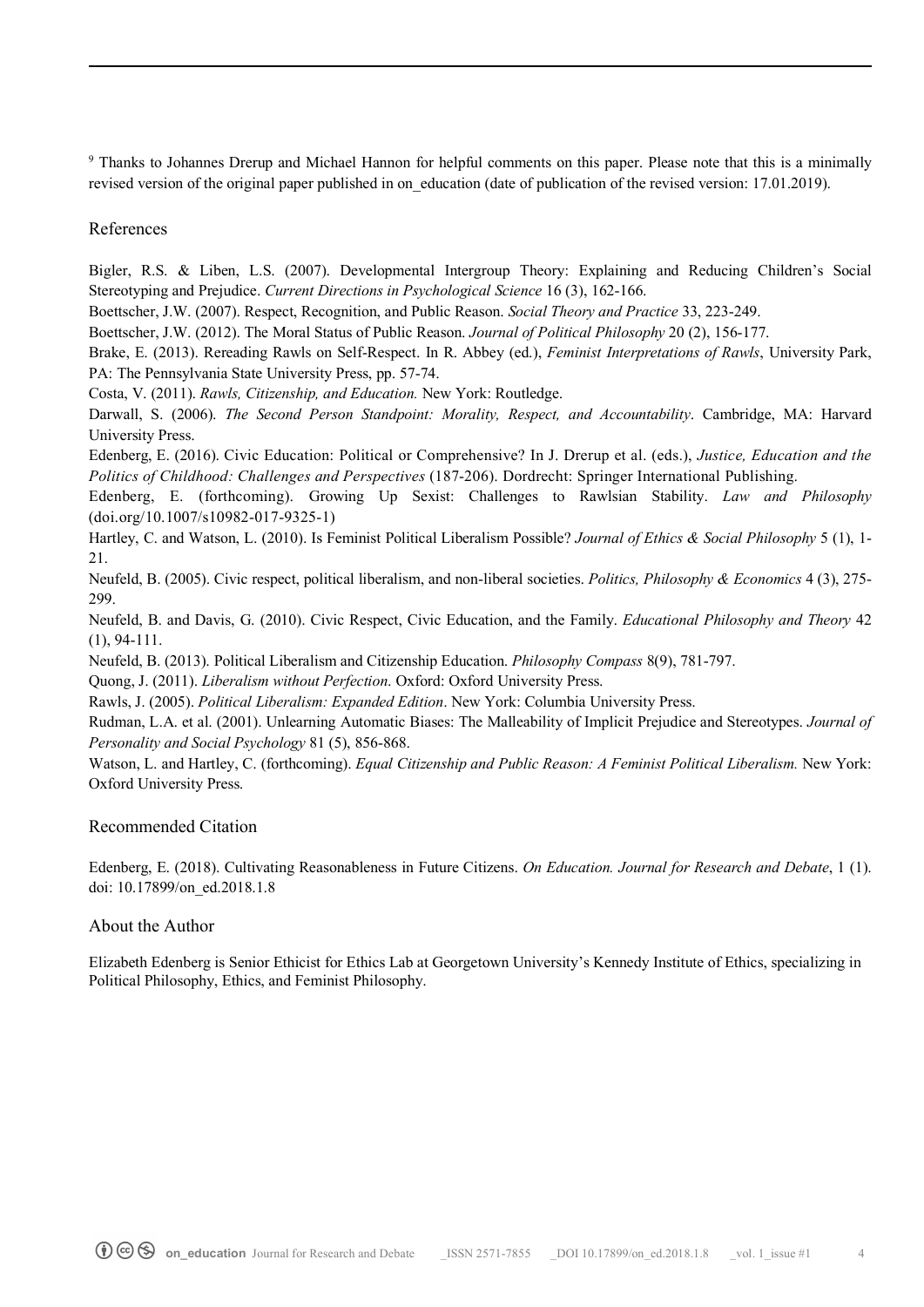[9] Thanks to Johannes Drerup and Michael Hannon for helpful comments on this paper. Please note that this is a minimally revised version of the original paper published in on_education (date of publication of the revised version: 17.01.2019).

## References

Bigler, R.S. & Liben, L.S. (2007). Developmental Intergroup Theory: Explaining and Reducing Children's Social Stereotyping and Prejudice. *Current Directions in Psychological Science* 16 (3), 162-166.

Boettscher, J.W. (2007). Respect, Recognition, and Public Reason. *Social Theory and Practice* 33, 223-249.

Boettscher, J.W. (2012). The Moral Status of Public Reason. *Journal of Political Philosophy* 20 (2), 156-177.

Brake, E. (2013). Rereading Rawls on Self-Respect. In R. Abbey (ed.), *Feminist Interpretations of Rawls*, University Park, PA: The Pennsylvania State University Press, pp. 57-74.

Costa, V. (2011). *Rawls, Citizenship, and Education.* New York: Routledge.

Darwall, S. (2006). *The Second Person Standpoint: Morality, Respect, and Accountability*. Cambridge, MA: Harvard University Press.

Edenberg, E. (2016). Civic Education: Political or Comprehensive? In J. Drerup et al. (eds.), *Justice, Education and the Politics of Childhood: Challenges and Perspectives* (187-206). Dordrecht: Springer International Publishing.

Edenberg, E. (forthcoming). Growing Up Sexist: Challenges to Rawlsian Stability. *Law and Philosophy* (doi.org/10.1007/s10982-017-9325-1)

Hartley, C. and Watson, L. (2010). Is Feminist Political Liberalism Possible? *Journal of Ethics & Social Philosophy* 5 (1), 1-21.

Neufeld, B. (2005). Civic respect, political liberalism, and non-liberal societies. *Politics, Philosophy & Economics* 4 (3), 275-299.

Neufeld, B. and Davis, G. (2010). Civic Respect, Civic Education, and the Family. *Educational Philosophy and Theory* 42 (1), 94-111.

Neufeld, B. (2013). Political Liberalism and Citizenship Education. *Philosophy Compass* 8(9), 781-797.

Quong, J. (2011). *Liberalism without Perfection*. Oxford: Oxford University Press.

Rawls, J. (2005). *Political Liberalism: Expanded Edition*. New York: Columbia University Press.

Rudman, L.A. et al. (2001). Unlearning Automatic Biases: The Malleability of Implicit Prejudice and Stereotypes. *Journal of Personality and Social Psychology* 81 (5), 856-868.

Watson, L. and Hartley, C. (forthcoming). *Equal Citizenship and Public Reason: A Feminist Political Liberalism.* New York: Oxford University Press.

## Recommended Citation

Edenberg, E. (2018). Cultivating Reasonableness in Future Citizens. *On Education. Journal for Research and Debate*, 1 (1). doi: 10.17899/on_ed.2018.1.8

## About the Author

Elizabeth Edenberg is Senior Ethicist for Ethics Lab at Georgetown University's Kennedy Institute of Ethics, specializing in Political Philosophy, Ethics, and Feminist Philosophy.